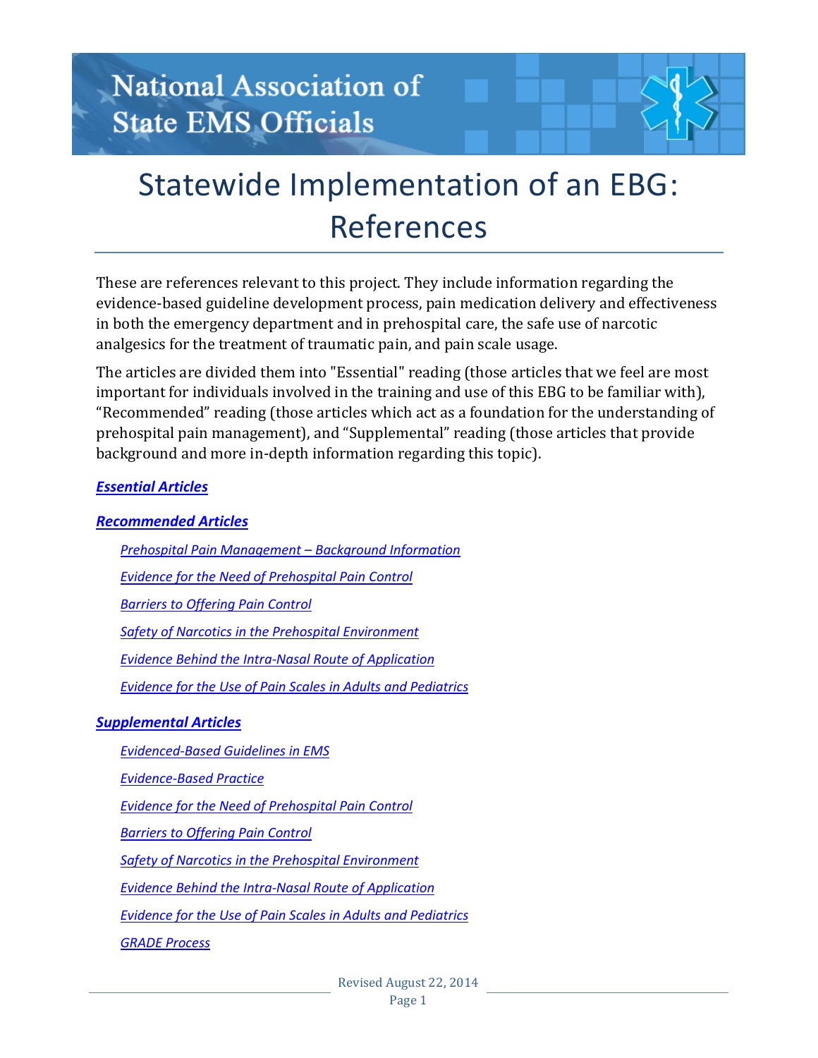National Association of State EMS Officials

# Statewide Implementation of an EBG: References

These are references relevant to this project. They include information regarding the evidence-based guideline development process, pain medication delivery and effectiveness in both the emergency department and in prehospital care, the safe use of narcotic analgesics for the treatment of traumatic pain, and pain scale usage.

The articles are divided them into "Essential" reading (those articles that we feel are most important for individuals involved in the training and use of this EBG to be familiar with), “Recommended” reading (those articles which act as a foundation for the understanding of prehospital pain management), and “Supplemental” reading (those articles that provide background and more in-depth information regarding this topic).

***Essential Articles***

***Recommended Articles***

- *Prehospital Pain Management – Background Information*
- *Evidence for the Need of Prehospital Pain Control*
- *Barriers to Offering Pain Control*
- *Safety of Narcotics in the Prehospital Environment*
- *Evidence Behind the Intra-Nasal Route of Application*
- *Evidence for the Use of Pain Scales in Adults and Pediatrics*

***Supplemental Articles***

- *Evidenced-Based Guidelines in EMS*
- *Evidence-Based Practice*
- *Evidence for the Need of Prehospital Pain Control*
- *Barriers to Offering Pain Control*
- *Safety of Narcotics in the Prehospital Environment*
- *Evidence Behind the Intra-Nasal Route of Application*
- *Evidence for the Use of Pain Scales in Adults and Pediatrics*
- *GRADE Process*

Revised August 22, 2014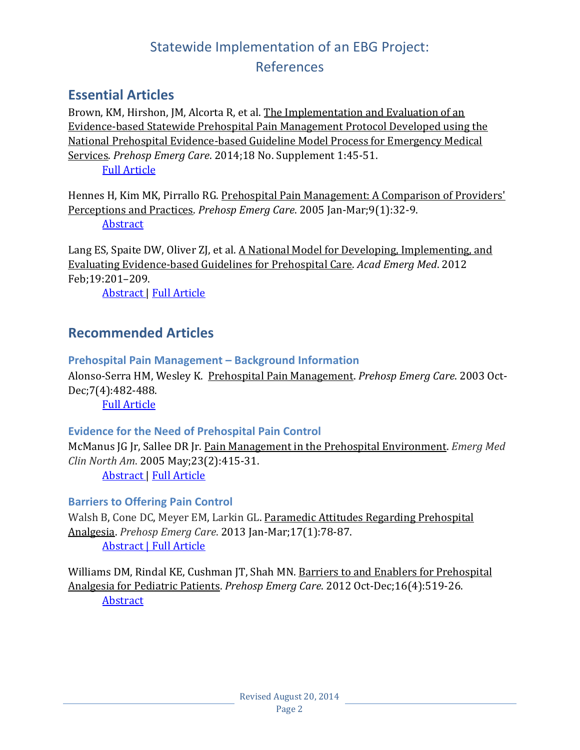# Statewide Implementation of an EBG Project: References

## Essential Articles

Brown, KM, Hirshon, JM, Alcorta R, et al. The Implementation and Evaluation of an Evidence-based Statewide Prehospital Pain Management Protocol Developed using the National Prehospital Evidence-based Guideline Model Process for Emergency Medical Services. *Prehosp Emerg Care*. 2014;18 No. Supplement 1:45-51.

Full Article

Hennes H, Kim MK, Pirrallo RG. Prehospital Pain Management: A Comparison of Providers' Perceptions and Practices. *Prehosp Emerg Care*. 2005 Jan-Mar;9(1):32-9.

Abstract

Lang ES, Spaite DW, Oliver ZJ, et al. A National Model for Developing, Implementing, and Evaluating Evidence-based Guidelines for Prehospital Care. *Acad Emerg Med*. 2012 Feb;19:201–209.

Abstract | Full Article

## Recommended Articles

### Prehospital Pain Management – Background Information

Alonso-Serra HM, Wesley K. Prehospital Pain Management. *Prehosp Emerg Care.* 2003 Oct-Dec;7(4):482-488.

Full Article

### Evidence for the Need of Prehospital Pain Control

McManus JG Jr, Sallee DR Jr. Pain Management in the Prehospital Environment. *Emerg Med Clin North Am.* 2005 May;23(2):415-31.

Abstract | Full Article

### Barriers to Offering Pain Control

Walsh B, Cone DC, Meyer EM, Larkin GL. Paramedic Attitudes Regarding Prehospital Analgesia. *Prehosp Emerg Care.* 2013 Jan-Mar;17(1):78-87.

Abstract | Full Article

Williams DM, Rindal KE, Cushman JT, Shah MN. Barriers to and Enablers for Prehospital Analgesia for Pediatric Patients. *Prehosp Emerg Care.* 2012 Oct-Dec;16(4):519-26.

Abstract

Revised August 20, 2014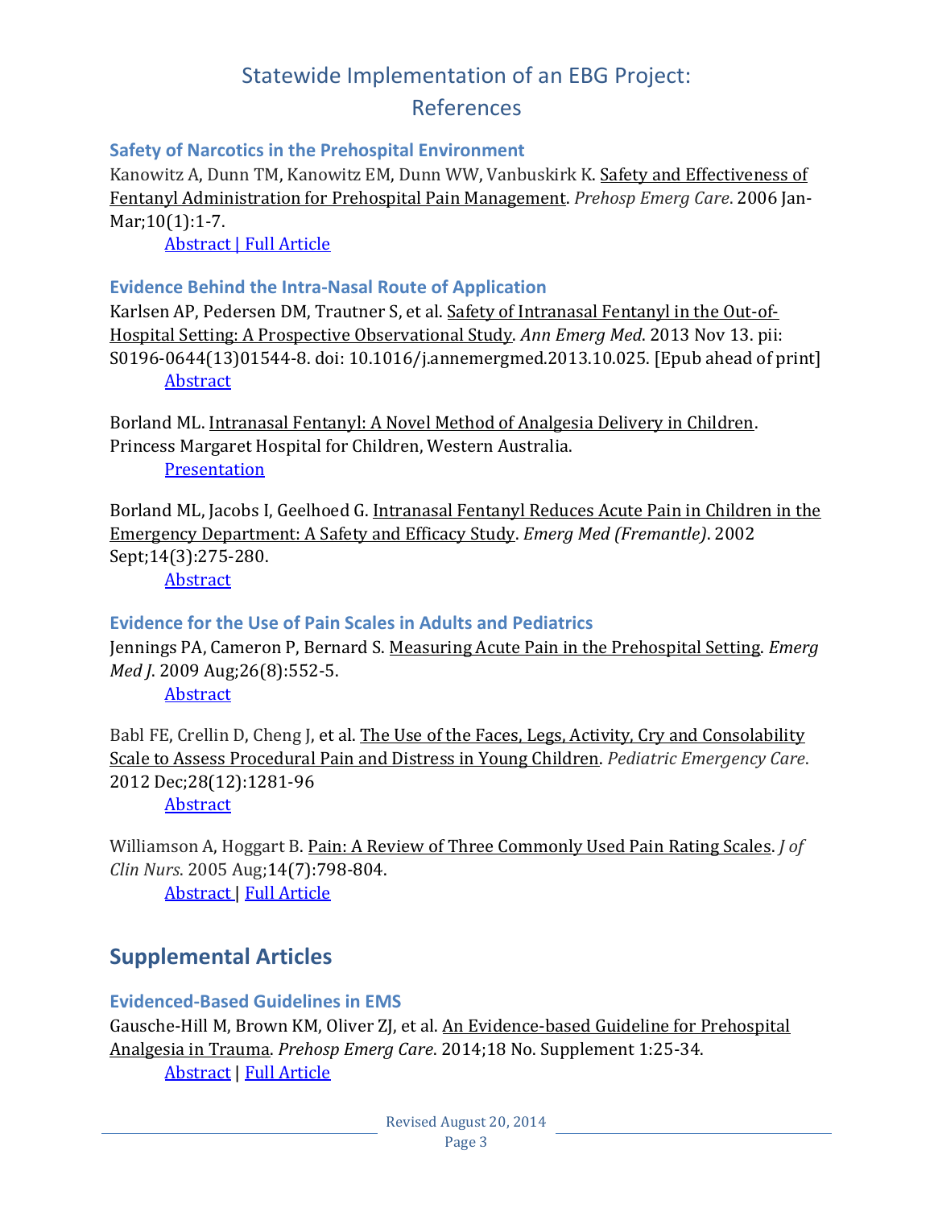# Statewide Implementation of an EBG Project: References

### Safety of Narcotics in the Prehospital Environment

Kanowitz A, Dunn TM, Kanowitz EM, Dunn WW, Vanbuskirk K. Safety and Effectiveness of Fentanyl Administration for Prehospital Pain Management. *Prehosp Emerg Care*. 2006 Jan-Mar;10(1):1-7.

Abstract | Full Article

### Evidence Behind the Intra-Nasal Route of Application

Karlsen AP, Pedersen DM, Trautner S, et al. Safety of Intranasal Fentanyl in the Out-of-Hospital Setting: A Prospective Observational Study. *Ann Emerg Med*. 2013 Nov 13. pii: S0196-0644(13)01544-8. doi: 10.1016/j.annemergmed.2013.10.025. [Epub ahead of print]

Abstract

Borland ML. Intranasal Fentanyl: A Novel Method of Analgesia Delivery in Children. Princess Margaret Hospital for Children, Western Australia.

Presentation

Borland ML, Jacobs I, Geelhoed G. Intranasal Fentanyl Reduces Acute Pain in Children in the Emergency Department: A Safety and Efficacy Study. *Emerg Med (Fremantle)*. 2002 Sept;14(3):275-280.

Abstract

### Evidence for the Use of Pain Scales in Adults and Pediatrics

Jennings PA, Cameron P, Bernard S. Measuring Acute Pain in the Prehospital Setting. *Emerg Med J*. 2009 Aug;26(8):552-5.

Abstract

Babl FE, Crellin D, Cheng J, et al. The Use of the Faces, Legs, Activity, Cry and Consolability Scale to Assess Procedural Pain and Distress in Young Children. *Pediatric Emergency Care*. 2012 Dec;28(12):1281-96

Abstract

Williamson A, Hoggart B. Pain: A Review of Three Commonly Used Pain Rating Scales. *J of Clin Nurs*. 2005 Aug;14(7):798-804.

Abstract | Full Article

## Supplemental Articles

### Evidenced-Based Guidelines in EMS

Gausche-Hill M, Brown KM, Oliver ZJ, et al. An Evidence-based Guideline for Prehospital Analgesia in Trauma. *Prehosp Emerg Care*. 2014;18 No. Supplement 1:25-34.

Abstract | Full Article

Revised August 20, 2014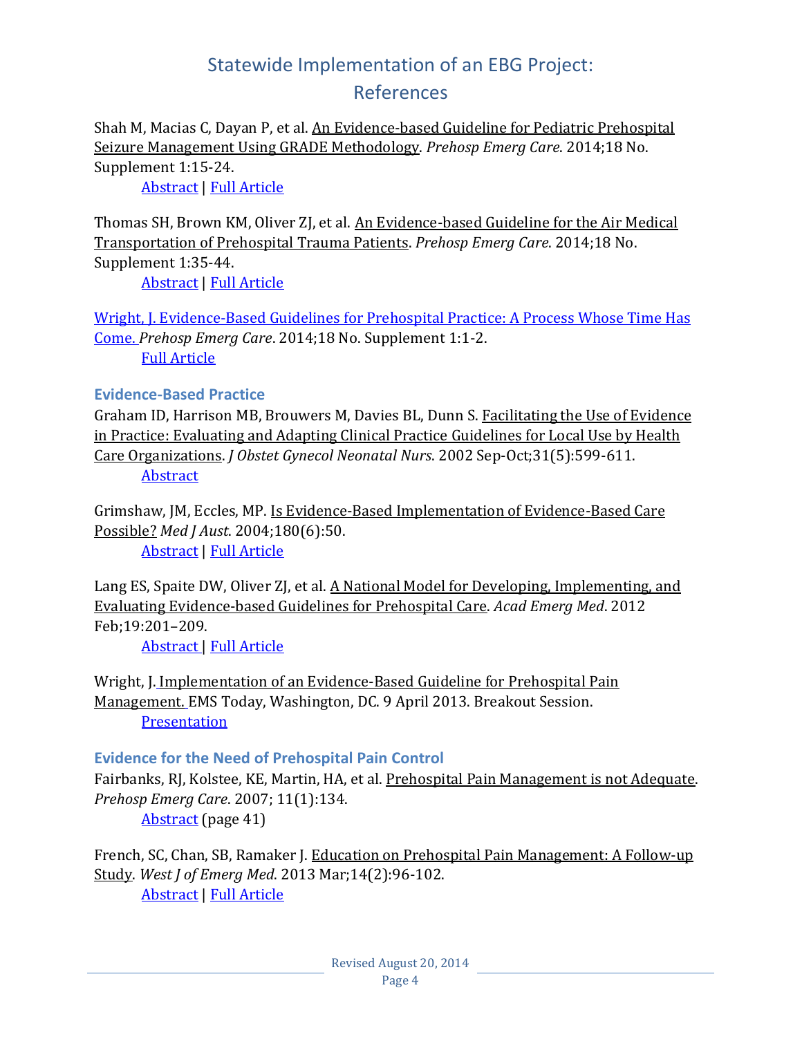# Statewide Implementation of an EBG Project: References

Shah M, Macias C, Dayan P, et al. An Evidence-based Guideline for Pediatric Prehospital Seizure Management Using GRADE Methodology. *Prehosp Emerg Care*. 2014;18 No. Supplement 1:15-24.
  Abstract | Full Article

Thomas SH, Brown KM, Oliver ZJ, et al. An Evidence-based Guideline for the Air Medical Transportation of Prehospital Trauma Patients. *Prehosp Emerg Care*. 2014;18 No. Supplement 1:35-44.
  Abstract | Full Article

Wright, J. Evidence-Based Guidelines for Prehospital Practice: A Process Whose Time Has Come. *Prehosp Emerg Care*. 2014;18 No. Supplement 1:1-2.
  Full Article

### Evidence-Based Practice

Graham ID, Harrison MB, Brouwers M, Davies BL, Dunn S. Facilitating the Use of Evidence in Practice: Evaluating and Adapting Clinical Practice Guidelines for Local Use by Health Care Organizations. *J Obstet Gynecol Neonatal Nurs.* 2002 Sep-Oct;31(5):599-611.
  Abstract

Grimshaw, JM, Eccles, MP. Is Evidence-Based Implementation of Evidence-Based Care Possible? *Med J Aust*. 2004;180(6):50.
  Abstract | Full Article

Lang ES, Spaite DW, Oliver ZJ, et al. A National Model for Developing, Implementing, and Evaluating Evidence-based Guidelines for Prehospital Care. *Acad Emerg Med*. 2012 Feb;19:201–209.
  Abstract | Full Article

Wright, J. Implementation of an Evidence-Based Guideline for Prehospital Pain Management. EMS Today, Washington, DC. 9 April 2013. Breakout Session.
  Presentation

### Evidence for the Need of Prehospital Pain Control

Fairbanks, RJ, Kolstee, KE, Martin, HA, et al. Prehospital Pain Management is not Adequate. *Prehosp Emerg Care*. 2007; 11(1):134.
  Abstract (page 41)

French, SC, Chan, SB, Ramaker J. Education on Prehospital Pain Management: A Follow-up Study. *West J of Emerg Med*. 2013 Mar;14(2):96-102.
  Abstract | Full Article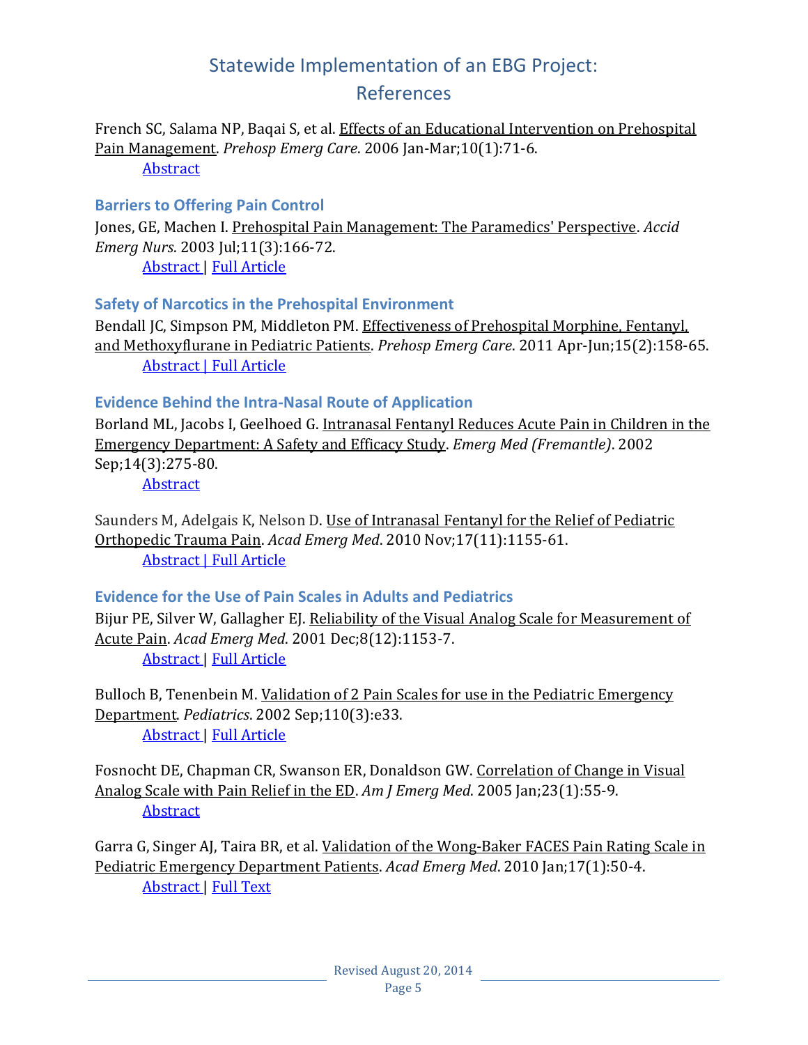# Statewide Implementation of an EBG Project: References

French SC, Salama NP, Baqai S, et al. Effects of an Educational Intervention on Prehospital Pain Management. *Prehosp Emerg Care*. 2006 Jan-Mar;10(1):71-6.
  Abstract

### Barriers to Offering Pain Control

Jones, GE, Machen I. Prehospital Pain Management: The Paramedics' Perspective. *Accid Emerg Nurs*. 2003 Jul;11(3):166-72.
  Abstract | Full Article

### Safety of Narcotics in the Prehospital Environment

Bendall JC, Simpson PM, Middleton PM. Effectiveness of Prehospital Morphine, Fentanyl, and Methoxyflurane in Pediatric Patients. *Prehosp Emerg Care*. 2011 Apr-Jun;15(2):158-65.
  Abstract | Full Article

### Evidence Behind the Intra-Nasal Route of Application

Borland ML, Jacobs I, Geelhoed G. Intranasal Fentanyl Reduces Acute Pain in Children in the Emergency Department: A Safety and Efficacy Study. *Emerg Med (Fremantle)*. 2002 Sep;14(3):275-80.
  Abstract

Saunders M, Adelgais K, Nelson D. Use of Intranasal Fentanyl for the Relief of Pediatric Orthopedic Trauma Pain. *Acad Emerg Med*. 2010 Nov;17(11):1155-61.
  Abstract | Full Article

### Evidence for the Use of Pain Scales in Adults and Pediatrics

Bijur PE, Silver W, Gallagher EJ. Reliability of the Visual Analog Scale for Measurement of Acute Pain. *Acad Emerg Med*. 2001 Dec;8(12):1153-7.
  Abstract | Full Article

Bulloch B, Tenenbein M. Validation of 2 Pain Scales for use in the Pediatric Emergency Department. *Pediatrics*. 2002 Sep;110(3):e33.
  Abstract | Full Article

Fosnocht DE, Chapman CR, Swanson ER, Donaldson GW. Correlation of Change in Visual Analog Scale with Pain Relief in the ED. *Am J Emerg Med*. 2005 Jan;23(1):55-9.
  Abstract

Garra G, Singer AJ, Taira BR, et al. Validation of the Wong-Baker FACES Pain Rating Scale in Pediatric Emergency Department Patients. *Acad Emerg Med*. 2010 Jan;17(1):50-4.
  Abstract | Full Text

Revised August 20, 2014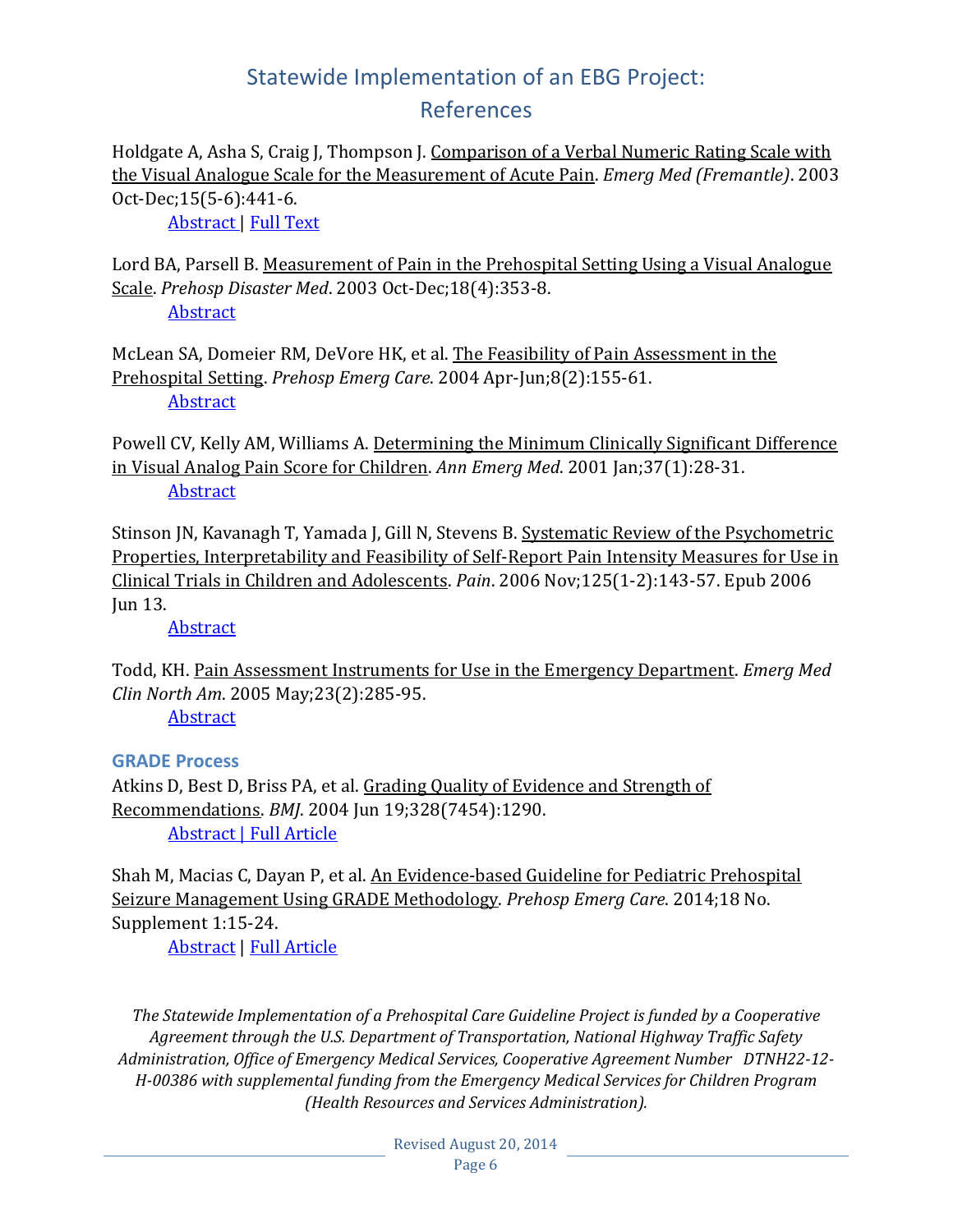# Statewide Implementation of an EBG Project: References

Holdgate A, Asha S, Craig J, Thompson J. Comparison of a Verbal Numeric Rating Scale with the Visual Analogue Scale for the Measurement of Acute Pain. *Emerg Med (Fremantle)*. 2003 Oct-Dec;15(5-6):441-6.
Abstract | Full Text

Lord BA, Parsell B. Measurement of Pain in the Prehospital Setting Using a Visual Analogue Scale. *Prehosp Disaster Med*. 2003 Oct-Dec;18(4):353-8.
Abstract

McLean SA, Domeier RM, DeVore HK, et al. The Feasibility of Pain Assessment in the Prehospital Setting. *Prehosp Emerg Care*. 2004 Apr-Jun;8(2):155-61.
Abstract

Powell CV, Kelly AM, Williams A. Determining the Minimum Clinically Significant Difference in Visual Analog Pain Score for Children. *Ann Emerg Med*. 2001 Jan;37(1):28-31.
Abstract

Stinson JN, Kavanagh T, Yamada J, Gill N, Stevens B. Systematic Review of the Psychometric Properties, Interpretability and Feasibility of Self-Report Pain Intensity Measures for Use in Clinical Trials in Children and Adolescents. *Pain*. 2006 Nov;125(1-2):143-57. Epub 2006 Jun 13.
Abstract

Todd, KH. Pain Assessment Instruments for Use in the Emergency Department. *Emerg Med Clin North Am*. 2005 May;23(2):285-95.
Abstract

## GRADE Process

Atkins D, Best D, Briss PA, et al. Grading Quality of Evidence and Strength of Recommendations. *BMJ*. 2004 Jun 19;328(7454):1290.
Abstract | Full Article

Shah M, Macias C, Dayan P, et al. An Evidence-based Guideline for Pediatric Prehospital Seizure Management Using GRADE Methodology. *Prehosp Emerg Care*. 2014;18 No. Supplement 1:15-24.
Abstract | Full Article

*The Statewide Implementation of a Prehospital Care Guideline Project is funded by a Cooperative Agreement through the U.S. Department of Transportation, National Highway Traffic Safety Administration, Office of Emergency Medical Services, Cooperative Agreement Number DTNH22-12-H-00386 with supplemental funding from the Emergency Medical Services for Children Program (Health Resources and Services Administration).*

Revised August 20, 2014